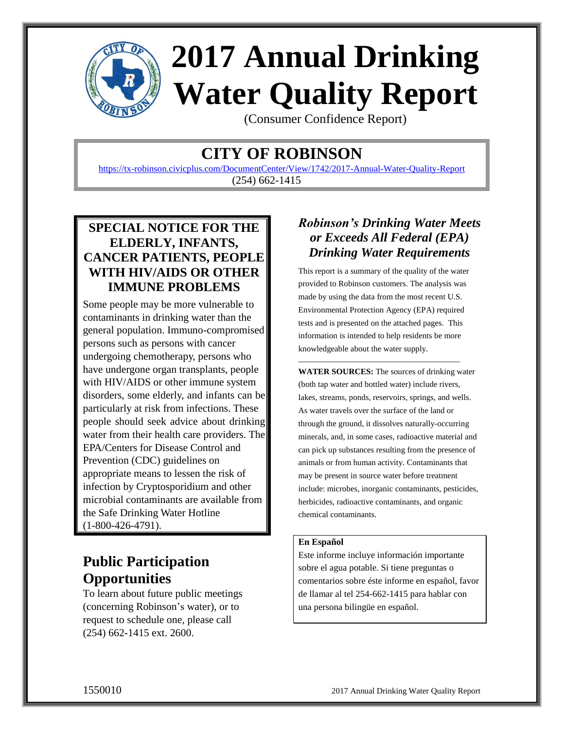# 2017 Annual Drinking Water Quality Report

(Consumer Confidence Report)

## CITY OF ROBINSON

https://tx-robinson.civicplus.com/DocumentCenter/View/1742/2017-Annual-Water-Quality-Report

(254) 662-1415

### SPECIAL NOTICE FOR THE ELDERLY, INFANTS, CANCER PATIENTS, PEOPLE WITH HIV/AIDS OR OTHER IMMUNE PROBLEMS

Some people may be more vulnerable to contaminants in drinking water than the general population. Immuno-compromised persons such as persons with cancer undergoing chemotherapy, persons who have undergone organ transplants, people with HIV/AIDS or other immune system disorders, some elderly, and infants can be particularly at risk from infections. These people should seek advice about drinking water from their health care providers. The EPA/Centers for Disease Control and Prevention (CDC) guidelines on appropriate means to lessen the risk of infection by Cryptosporidium and other microbial contaminants are available from the Safe Drinking Water Hotline (1-800-426-4791).

## Public Participation Opportunities

To learn about future public meetings (concerning Robinson's water), or to request to schedule one, please call (254) 662-1415 ext. 2600.

### *Robinson's Drinking Water Meets or Exceeds All Federal (EPA) Drinking Water Requirements*

This report is a summary of the quality of the water provided to Robinson customers. The analysis was made by using the data from the most recent U.S. Environmental Protection Agency (EPA) required tests and is presented on the attached pages. This information is intended to help residents be more knowledgeable about the water supply.

---

**WATER SOURCES:** The sources of drinking water (both tap water and bottled water) include rivers, lakes, streams, ponds, reservoirs, springs, and wells. As water travels over the surface of the land or through the ground, it dissolves naturally-occurring minerals, and, in some cases, radioactive material and can pick up substances resulting from the presence of animals or from human activity. Contaminants that may be present in source water before treatment include: microbes, inorganic contaminants, pesticides, herbicides, radioactive contaminants, and organic chemical contaminants.

**En Español**

Este informe incluye información importante sobre el agua potable. Si tiene preguntas o comentarios sobre éste informe en español, favor de llamar al tel 254-662-1415 para hablar con una persona bilingüe en español.

1550010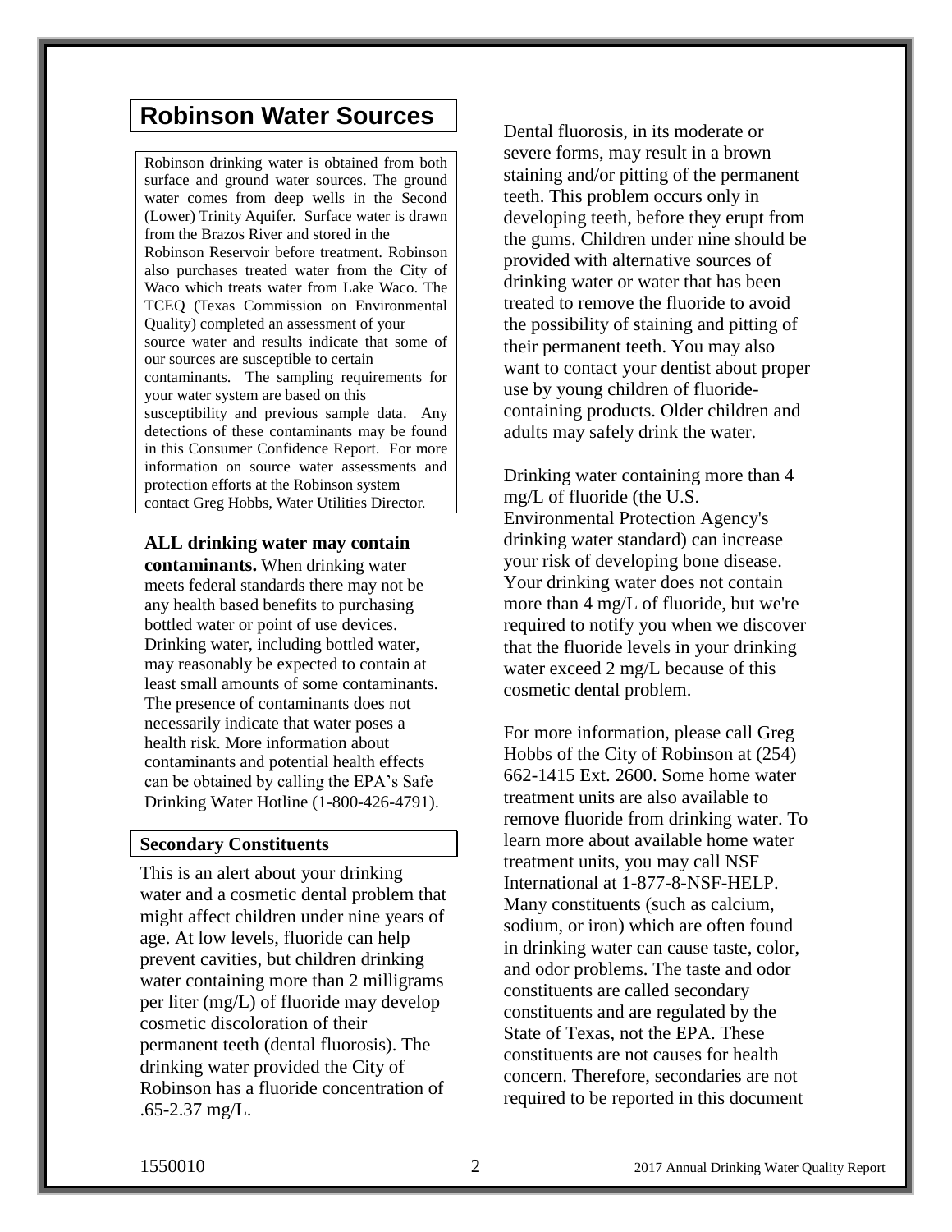## Robinson Water Sources

Robinson drinking water is obtained from both surface and ground water sources. The ground water comes from deep wells in the Second (Lower) Trinity Aquifer. Surface water is drawn from the Brazos River and stored in the Robinson Reservoir before treatment. Robinson also purchases treated water from the City of Waco which treats water from Lake Waco. The TCEQ (Texas Commission on Environmental Quality) completed an assessment of your source water and results indicate that some of our sources are susceptible to certain contaminants. The sampling requirements for your water system are based on this susceptibility and previous sample data. Any detections of these contaminants may be found in this Consumer Confidence Report. For more information on source water assessments and protection efforts at the Robinson system contact Greg Hobbs, Water Utilities Director.

**ALL drinking water may contain contaminants.** When drinking water meets federal standards there may not be any health based benefits to purchasing bottled water or point of use devices. Drinking water, including bottled water, may reasonably be expected to contain at least small amounts of some contaminants. The presence of contaminants does not necessarily indicate that water poses a health risk. More information about contaminants and potential health effects can be obtained by calling the EPA's Safe Drinking Water Hotline (1-800-426-4791).

### Secondary Constituents

This is an alert about your drinking water and a cosmetic dental problem that might affect children under nine years of age. At low levels, fluoride can help prevent cavities, but children drinking water containing more than 2 milligrams per liter (mg/L) of fluoride may develop cosmetic discoloration of their permanent teeth (dental fluorosis). The drinking water provided the City of Robinson has a fluoride concentration of .65-2.37 mg/L.

Dental fluorosis, in its moderate or severe forms, may result in a brown staining and/or pitting of the permanent teeth. This problem occurs only in developing teeth, before they erupt from the gums. Children under nine should be provided with alternative sources of drinking water or water that has been treated to remove the fluoride to avoid the possibility of staining and pitting of their permanent teeth. You may also want to contact your dentist about proper use by young children of fluoride-containing products. Older children and adults may safely drink the water.

Drinking water containing more than 4 mg/L of fluoride (the U.S. Environmental Protection Agency's drinking water standard) can increase your risk of developing bone disease. Your drinking water does not contain more than 4 mg/L of fluoride, but we're required to notify you when we discover that the fluoride levels in your drinking water exceed 2 mg/L because of this cosmetic dental problem.

For more information, please call Greg Hobbs of the City of Robinson at (254) 662-1415 Ext. 2600. Some home water treatment units are also available to remove fluoride from drinking water. To learn more about available home water treatment units, you may call NSF International at 1-877-8-NSF-HELP. Many constituents (such as calcium, sodium, or iron) which are often found in drinking water can cause taste, color, and odor problems. The taste and odor constituents are called secondary constituents and are regulated by the State of Texas, not the EPA. These constituents are not causes for health concern. Therefore, secondaries are not required to be reported in this document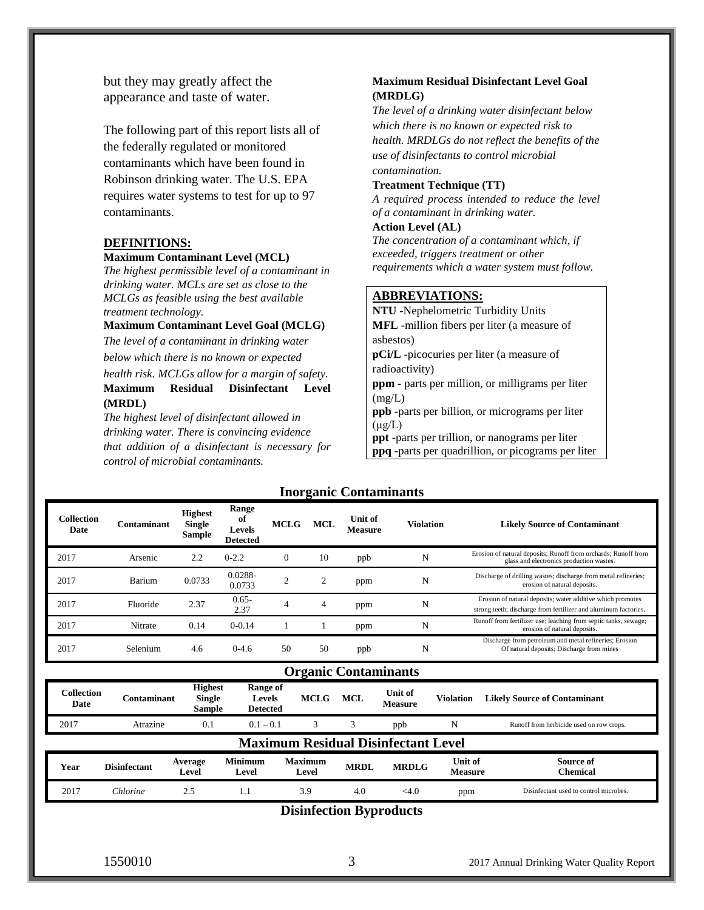but they may greatly affect the appearance and taste of water.

The following part of this report lists all of the federally regulated or monitored contaminants which have been found in Robinson drinking water. The U.S. EPA requires water systems to test for up to 97 contaminants.

## DEFINITIONS:

**Maximum Contaminant Level (MCL)**
*The highest permissible level of a contaminant in drinking water. MCLs are set as close to the MCLGs as feasible using the best available treatment technology.*

**Maximum Contaminant Level Goal (MCLG)**
*The level of a contaminant in drinking water below which there is no known or expected health risk. MCLGs allow for a margin of safety.*

**Maximum Residual Disinfectant Level (MRDL)**
*The highest level of disinfectant allowed in drinking water. There is convincing evidence that addition of a disinfectant is necessary for control of microbial contaminants.*

**Maximum Residual Disinfectant Level Goal (MRDLG)**
*The level of a drinking water disinfectant below which there is no known or expected risk to health. MRDLGs do not reflect the benefits of the use of disinfectants to control microbial contamination.*

**Treatment Technique (TT)**
*A required process intended to reduce the level of a contaminant in drinking water.*

**Action Level (AL)**
*The concentration of a contaminant which, if exceeded, triggers treatment or other requirements which a water system must follow.*

## ABBREVIATIONS:

**NTU** -Nephelometric Turbidity Units
**MFL** -million fibers per liter (a measure of asbestos)
**pCi/L** -picocuries per liter (a measure of radioactivity)
**ppm** - parts per million, or milligrams per liter (mg/L)
**ppb** -parts per billion, or micrograms per liter (µg/L)
**ppt** -parts per trillion, or nanograms per liter
**ppq** -parts per quadrillion, or picograms per liter

## Inorganic Contaminants

| Collection Date | Contaminant | Highest Single Sample | Range of Levels Detected | MCLG | MCL | Unit of Measure | Violation | Likely Source of Contaminant |
|---|---|---|---|---|---|---|---|---|
| 2017 | Arsenic | 2.2 | 0-2.2 | 0 | 10 | ppb | N | Erosion of natural deposits; Runoff from orchards; Runoff from glass and electronics production wastes. |
| 2017 | Barium | 0.0733 | 0.0288-0.0733 | 2 | 2 | ppm | N | Discharge of drilling wastes; discharge from metal refineries; erosion of natural deposits. |
| 2017 | Fluoride | 2.37 | 0.65-2.37 | 4 | 4 | ppm | N | Erosion of natural deposits; water additive which promotes strong teeth; discharge from fertilizer and aluminum factories. |
| 2017 | Nitrate | 0.14 | 0-0.14 | 1 | 1 | ppm | N | Runoff from fertilizer use; leaching from septic tanks, sewage; erosion of natural deposits. |
| 2017 | Selenium | 4.6 | 0-4.6 | 50 | 50 | ppb | N | Discharge from petroleum and metal refineries; Erosion Of natural deposits; Discharge from mines |

## Organic Contaminants

| Collection Date | Contaminant | Highest Single Sample | Range of Levels Detected | MCLG | MCL | Unit of Measure | Violation | Likely Source of Contaminant |
|---|---|---|---|---|---|---|---|---|
| 2017 | Atrazine | 0.1 | 0.1 – 0.1 | 3 | 3 | ppb | N | Runoff from herbicide used on row crops. |

## Maximum Residual Disinfectant Level

| Year | Disinfectant | Average Level | Minimum Level | Maximum Level | MRDL | MRDLG | Unit of Measure | Source of Chemical |
|---|---|---|---|---|---|---|---|---|
| 2017 | *Chlorine* | 2.5 | 1.1 | 3.9 | 4.0 | <4.0 | ppm | Disinfectant used to control microbes. |

## Disinfection Byproducts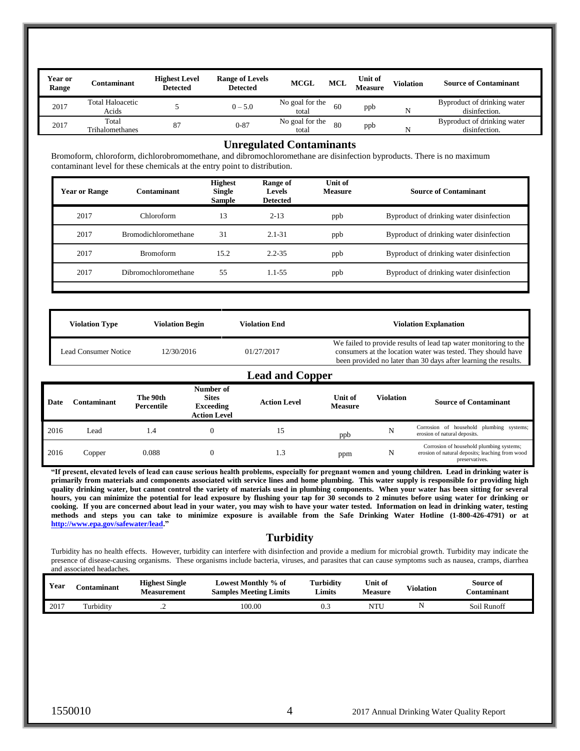| Year or Range | Contaminant | Highest Level Detected | Range of Levels Detected | MCGL | MCL | Unit of Measure | Violation | Source of Contaminant |
|---|---|---|---|---|---|---|---|---|
| 2017 | Total Haloacetic Acids | 5 | 0 – 5.0 | No goal for the total | 60 | ppb | N | Byproduct of drinking water disinfection. |
| 2017 | Total Trihalomethanes | 87 | 0-87 | No goal for the total | 80 | ppb | N | Byproduct of drinking water disinfection. |

## Unregulated Contaminants

Bromoform, chloroform, dichlorobromomethane, and dibromochloromethane are disinfection byproducts. There is no maximum contaminant level for these chemicals at the entry point to distribution.

| Year or Range | Contaminant | Highest Single Sample | Range of Levels Detected | Unit of Measure | Source of Contaminant |
|---|---|---|---|---|---|
| 2017 | Chloroform | 13 | 2-13 | ppb | Byproduct of drinking water disinfection |
| 2017 | Bromodichloromethane | 31 | 2.1-31 | ppb | Byproduct of drinking water disinfection |
| 2017 | Bromoform | 15.2 | 2.2-35 | ppb | Byproduct of drinking water disinfection |
| 2017 | Dibromochloromethane | 55 | 1.1-55 | ppb | Byproduct of drinking water disinfection |

| Violation Type | Violation Begin | Violation End | Violation Explanation |
|---|---|---|---|
| Lead Consumer Notice | 12/30/2016 | 01/27/2017 | We failed to provide results of lead tap water monitoring to the consumers at the location water was tested. They should have been provided no later than 30 days after learning the results. |

## Lead and Copper

| Date | Contaminant | The 90th Percentile | Number of Sites Exceeding Action Level | Action Level | Unit of Measure | Violation | Source of Contaminant |
|---|---|---|---|---|---|---|---|
| 2016 | Lead | 1.4 | 0 | 15 | ppb | N | Corrosion of household plumbing systems; erosion of natural deposits. |
| 2016 | Copper | 0.088 | 0 | 1.3 | ppm | N | Corrosion of household plumbing systems; erosion of natural deposits; leaching from wood preservatives. |

**"If present, elevated levels of lead can cause serious health problems, especially for pregnant women and young children. Lead in drinking water is primarily from materials and components associated with service lines and home plumbing. This water supply is responsible for providing high quality drinking water, but cannot control the variety of materials used in plumbing components. When your water has been sitting for several hours, you can minimize the potential for lead exposure by flushing your tap for 30 seconds to 2 minutes before using water for drinking or cooking. If you are concerned about lead in your water, you may wish to have your water tested. Information on lead in drinking water, testing methods and steps you can take to minimize exposure is available from the Safe Drinking Water Hotline (1-800-426-4791) or at [http://www.epa.gov/safewater/lead](http://www.epa.gov/safewater/lead)."**

## Turbidity

Turbidity has no health effects. However, turbidity can interfere with disinfection and provide a medium for microbial growth. Turbidity may indicate the presence of disease-causing organisms. These organisms include bacteria, viruses, and parasites that can cause symptoms such as nausea, cramps, diarrhea and associated headaches.

| Year | Contaminant | Highest Single Measurement | Lowest Monthly % of Samples Meeting Limits | Turbidity Limits | Unit of Measure | Violation | Source of Contaminant |
|---|---|---|---|---|---|---|---|
| 2017 | Turbidity | .2 | 100.00 | 0.3 | NTU | N | Soil Runoff |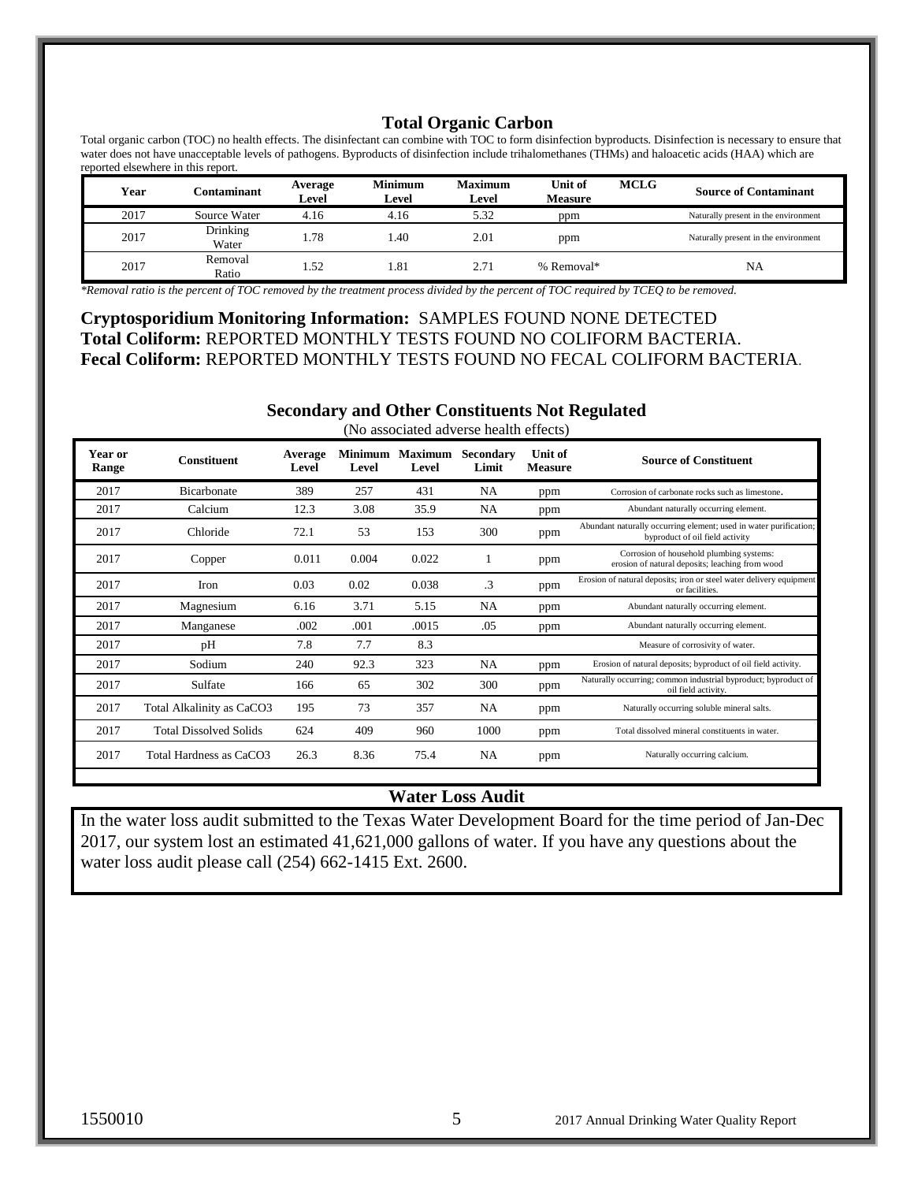## Total Organic Carbon

Total organic carbon (TOC) no health effects. The disinfectant can combine with TOC to form disinfection byproducts. Disinfection is necessary to ensure that water does not have unacceptable levels of pathogens. Byproducts of disinfection include trihalomethanes (THMs) and haloacetic acids (HAA) which are reported elsewhere in this report.

| Year | Contaminant | Average Level | Minimum Level | Maximum Level | Unit of Measure | MCLG | Source of Contaminant |
|---|---|---|---|---|---|---|---|
| 2017 | Source Water | 4.16 | 4.16 | 5.32 | ppm | | Naturally present in the environment |
| 2017 | Drinking Water | 1.78 | 1.40 | 2.01 | ppm | | Naturally present in the environment |
| 2017 | Removal Ratio | 1.52 | 1.81 | 2.71 | % Removal* | | NA |

*Removal ratio is the percent of TOC removed by the treatment process divided by the percent of TOC required by TCEQ to be removed.*

**Cryptosporidium Monitoring Information:** SAMPLES FOUND NONE DETECTED
**Total Coliform:** REPORTED MONTHLY TESTS FOUND NO COLIFORM BACTERIA.
**Fecal Coliform:** REPORTED MONTHLY TESTS FOUND NO FECAL COLIFORM BACTERIA.

## Secondary and Other Constituents Not Regulated

(No associated adverse health effects)

| Year or Range | Constituent | Average Level | Minimum Level | Maximum Level | Secondary Limit | Unit of Measure | Source of Constituent |
|---|---|---|---|---|---|---|---|
| 2017 | Bicarbonate | 389 | 257 | 431 | NA | ppm | Corrosion of carbonate rocks such as limestone. |
| 2017 | Calcium | 12.3 | 3.08 | 35.9 | NA | ppm | Abundant naturally occurring element. |
| 2017 | Chloride | 72.1 | 53 | 153 | 300 | ppm | Abundant naturally occurring element; used in water purification; byproduct of oil field activity |
| 2017 | Copper | 0.011 | 0.004 | 0.022 | 1 | ppm | Corrosion of household plumbing systems: erosion of natural deposits; leaching from wood |
| 2017 | Iron | 0.03 | 0.02 | 0.038 | .3 | ppm | Erosion of natural deposits; iron or steel water delivery equipment or facilities. |
| 2017 | Magnesium | 6.16 | 3.71 | 5.15 | NA | ppm | Abundant naturally occurring element. |
| 2017 | Manganese | .002 | .001 | .0015 | .05 | ppm | Abundant naturally occurring element. |
| 2017 | pH | 7.8 | 7.7 | 8.3 | | | Measure of corrosivity of water. |
| 2017 | Sodium | 240 | 92.3 | 323 | NA | ppm | Erosion of natural deposits; byproduct of oil field activity. |
| 2017 | Sulfate | 166 | 65 | 302 | 300 | ppm | Naturally occurring; common industrial byproduct; byproduct of oil field activity. |
| 2017 | Total Alkalinity as CaCO3 | 195 | 73 | 357 | NA | ppm | Naturally occurring soluble mineral salts. |
| 2017 | Total Dissolved Solids | 624 | 409 | 960 | 1000 | ppm | Total dissolved mineral constituents in water. |
| 2017 | Total Hardness as CaCO3 | 26.3 | 8.36 | 75.4 | NA | ppm | Naturally occurring calcium. |

## Water Loss Audit

In the water loss audit submitted to the Texas Water Development Board for the time period of Jan-Dec 2017, our system lost an estimated 41,621,000 gallons of water. If you have any questions about the water loss audit please call (254) 662-1415 Ext. 2600.